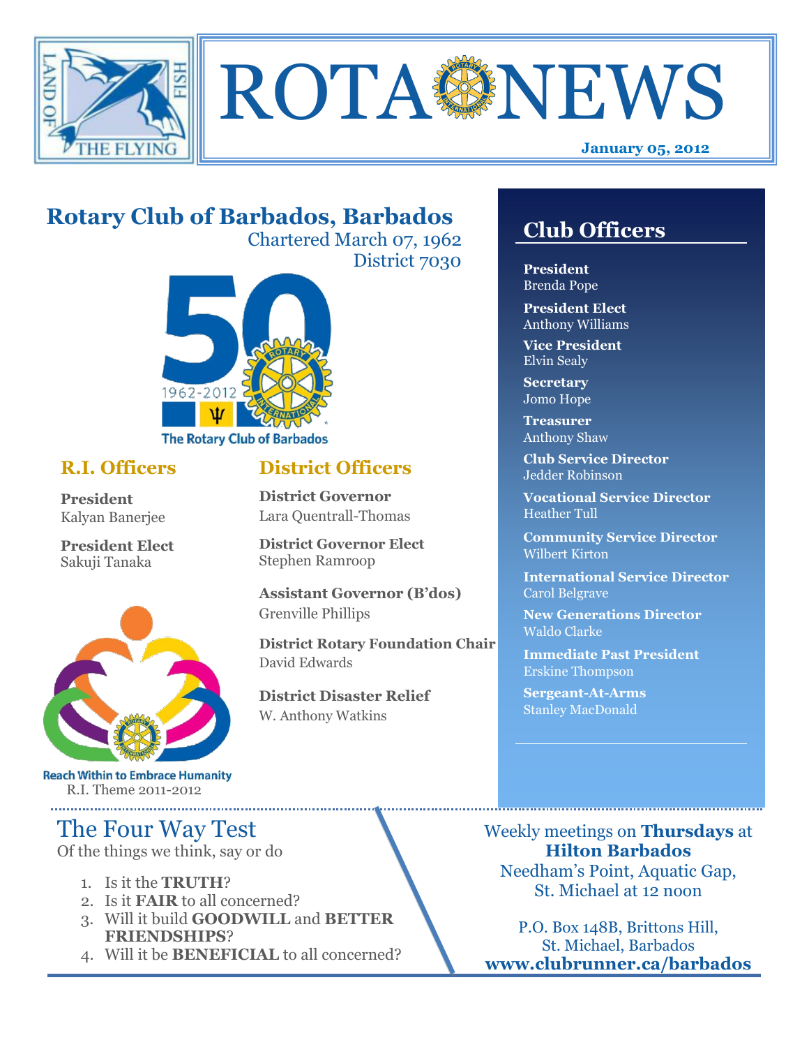# ROTA NEWS

**January 05, 2012**

## Rotary Club of Barbados, Barbados

Chartered March 07, 1962
District 7030

1962-2012
The Rotary Club of Barbados

### R.I. Officers

**President**
Kalyan Banerjee

**President Elect**
Sakuji Tanaka

Reach Within to Embrace Humanity
R.I. Theme 2011-2012

### District Officers

**District Governor**
Lara Quentrall-Thomas

**District Governor Elect**
Stephen Ramroop

**Assistant Governor (B'dos)**
Grenville Phillips

**District Rotary Foundation Chair**
David Edwards

**District Disaster Relief**
W. Anthony Watkins

### Club Officers

**President**
Brenda Pope

**President Elect**
Anthony Williams

**Vice President**
Elvin Sealy

**Secretary**
Jomo Hope

**Treasurer**
Anthony Shaw

**Club Service Director**
Jedder Robinson

**Vocational Service Director**
Heather Tull

**Community Service Director**
Wilbert Kirton

**International Service Director**
Carol Belgrave

**New Generations Director**
Waldo Clarke

**Immediate Past President**
Erskine Thompson

**Sergeant-At-Arms**
Stanley MacDonald

## The Four Way Test

Of the things we think, say or do

1. Is it the **TRUTH**?
2. Is it **FAIR** to all concerned?
3. Will it build **GOODWILL** and **BETTER FRIENDSHIPS**?
4. Will it be **BENEFICIAL** to all concerned?

Weekly meetings on **Thursdays** at **Hilton Barbados**
Needham's Point, Aquatic Gap, St. Michael at 12 noon

P.O. Box 148B, Brittons Hill, St. Michael, Barbados
**www.clubrunner.ca/barbados**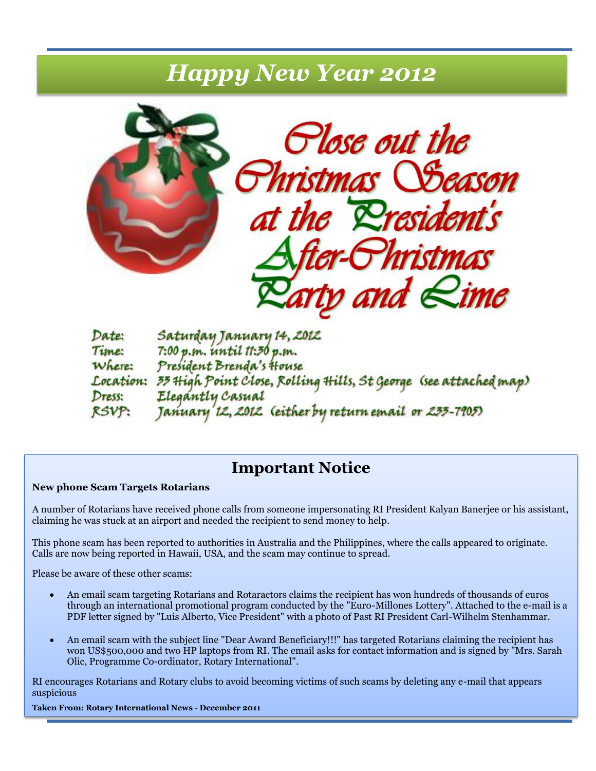# *Happy New Year 2012*

## Close out the Christmas Season at the President's After-Christmas Party and Lime

| | |
|---|---|
| Date: | Saturday January 14, 2012 |
| Time: | 7:00 p.m. until 11:30 p.m. |
| Where: | President Brenda's House |
| Location: | 33 High Point Close, Rolling Hills, St George (see attached map) |
| Dress: | Elegantly Casual |
| RSVP: | January 12, 2012 (either by return email or 233-7905) |

## Important Notice

**New phone Scam Targets Rotarians**

A number of Rotarians have received phone calls from someone impersonating RI President Kalyan Banerjee or his assistant, claiming he was stuck at an airport and needed the recipient to send money to help.

This phone scam has been reported to authorities in Australia and the Philippines, where the calls appeared to originate. Calls are now being reported in Hawaii, USA, and the scam may continue to spread.

Please be aware of these other scams:

- An email scam targeting Rotarians and Rotaractors claims the recipient has won hundreds of thousands of euros through an international promotional program conducted by the "Euro-Millones Lottery". Attached to the e-mail is a PDF letter signed by "Luis Alberto, Vice President" with a photo of Past RI President Carl-Wilhelm Stenhammar.
- An email scam with the subject line "Dear Award Beneficiary!!!" has targeted Rotarians claiming the recipient has won US$500,000 and two HP laptops from RI. The email asks for contact information and is signed by "Mrs. Sarah Olic, Programme Co-ordinator, Rotary International".

RI encourages Rotarians and Rotary clubs to avoid becoming victims of such scams by deleting any e-mail that appears suspicious

**Taken From: Rotary International News - December 2011**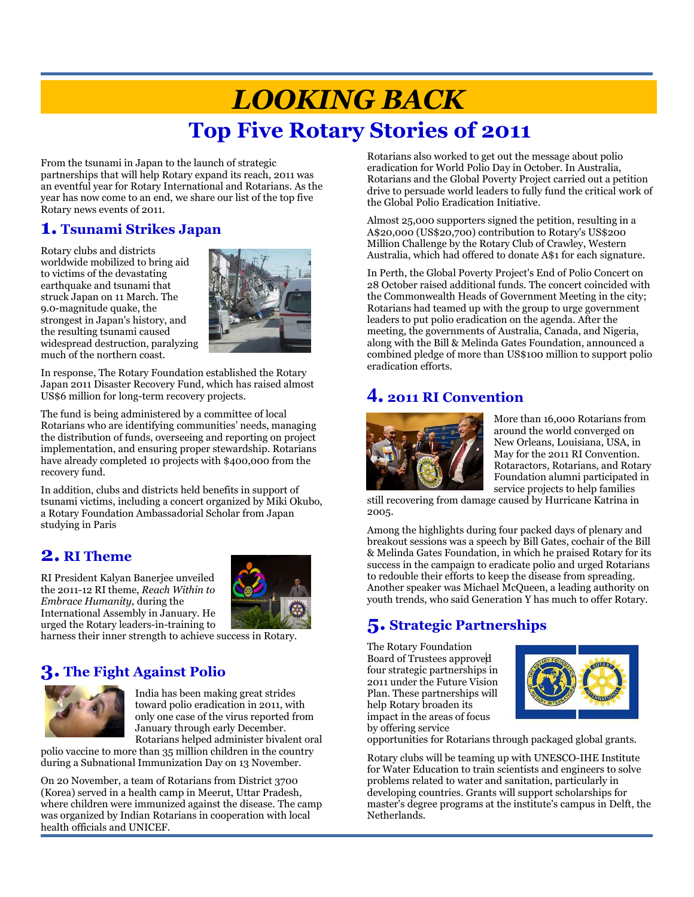# LOOKING BACK

## Top Five Rotary Stories of 2011

From the tsunami in Japan to the launch of strategic partnerships that will help Rotary expand its reach, 2011 was an eventful year for Rotary International and Rotarians. As the year has now come to an end, we share our list of the top five Rotary news events of 2011.

### 1. Tsunami Strikes Japan

Rotary clubs and districts worldwide mobilized to bring aid to victims of the devastating earthquake and tsunami that struck Japan on 11 March. The 9.0-magnitude quake, the strongest in Japan's history, and the resulting tsunami caused widespread destruction, paralyzing much of the northern coast.

In response, The Rotary Foundation established the Rotary Japan 2011 Disaster Recovery Fund, which has raised almost US$6 million for long-term recovery projects.

The fund is being administered by a committee of local Rotarians who are identifying communities' needs, managing the distribution of funds, overseeing and reporting on project implementation, and ensuring proper stewardship. Rotarians have already completed 10 projects with $400,000 from the recovery fund.

In addition, clubs and districts held benefits in support of tsunami victims, including a concert organized by Miki Okubo, a Rotary Foundation Ambassadorial Scholar from Japan studying in Paris

### 2. RI Theme

RI President Kalyan Banerjee unveiled the 2011-12 RI theme, *Reach Within to Embrace Humanity,* during the International Assembly in January. He urged the Rotary leaders-in-training to harness their inner strength to achieve success in Rotary.

### 3. The Fight Against Polio

India has been making great strides toward polio eradication in 2011, with only one case of the virus reported from January through early December. Rotarians helped administer bivalent oral polio vaccine to more than 35 million children in the country during a Subnational Immunization Day on 13 November.

On 20 November, a team of Rotarians from District 3700 (Korea) served in a health camp in Meerut, Uttar Pradesh, where children were immunized against the disease. The camp was organized by Indian Rotarians in cooperation with local health officials and UNICEF.

Rotarians also worked to get out the message about polio eradication for World Polio Day in October. In Australia, Rotarians and the Global Poverty Project carried out a petition drive to persuade world leaders to fully fund the critical work of the Global Polio Eradication Initiative.

Almost 25,000 supporters signed the petition, resulting in a A$20,000 (US$20,700) contribution to Rotary's US$200 Million Challenge by the Rotary Club of Crawley, Western Australia, which had offered to donate A$1 for each signature.

In Perth, the Global Poverty Project's End of Polio Concert on 28 October raised additional funds. The concert coincided with the Commonwealth Heads of Government Meeting in the city; Rotarians had teamed up with the group to urge government leaders to put polio eradication on the agenda. After the meeting, the governments of Australia, Canada, and Nigeria, along with the Bill & Melinda Gates Foundation, announced a combined pledge of more than US$100 million to support polio eradication efforts.

### 4. 2011 RI Convention

More than 16,000 Rotarians from around the world converged on New Orleans, Louisiana, USA, in May for the 2011 RI Convention. Rotaractors, Rotarians, and Rotary Foundation alumni participated in service projects to help families still recovering from damage caused by Hurricane Katrina in 2005.

Among the highlights during four packed days of plenary and breakout sessions was a speech by Bill Gates, cochair of the Bill & Melinda Gates Foundation, in which he praised Rotary for its success in the campaign to eradicate polio and urged Rotarians to redouble their efforts to keep the disease from spreading. Another speaker was Michael McQueen, a leading authority on youth trends, who said Generation Y has much to offer Rotary.

### 5. Strategic Partnerships

The Rotary Foundation Board of Trustees approved four strategic partnerships in 2011 under the Future Vision Plan. These partnerships will help Rotary broaden its impact in the areas of focus by offering service opportunities for Rotarians through packaged global grants.

Rotary clubs will be teaming up with UNESCO-IHE Institute for Water Education to train scientists and engineers to solve problems related to water and sanitation, particularly in developing countries. Grants will support scholarships for master's degree programs at the institute's campus in Delft, the Netherlands.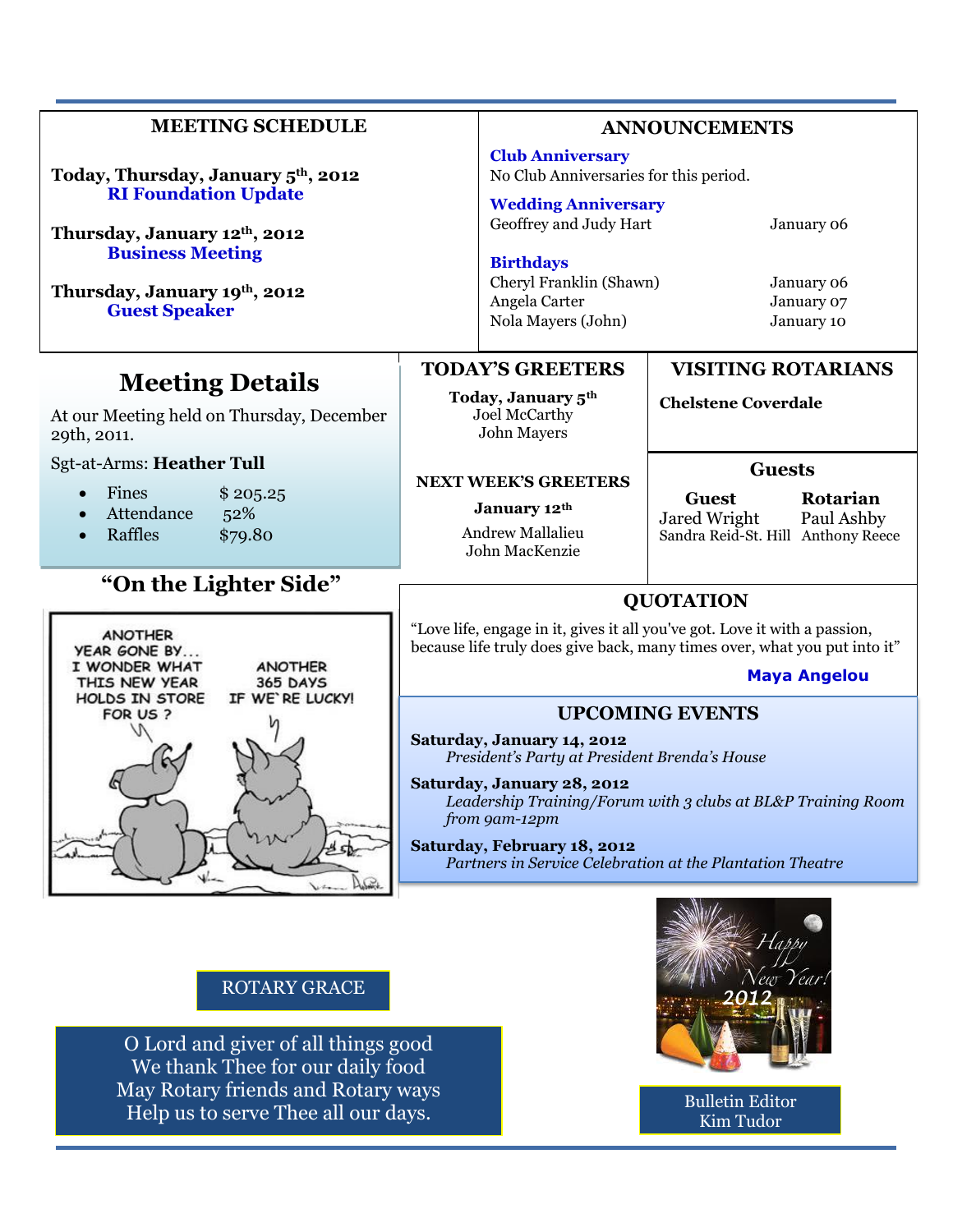## MEETING SCHEDULE

**Today, Thursday, January 5th, 2012**
**RI Foundation Update**

**Thursday, January 12th, 2012**
**Business Meeting**

**Thursday, January 19th, 2012**
**Guest Speaker**

## ANNOUNCEMENTS

**Club Anniversary**
No Club Anniversaries for this period.

**Wedding Anniversary**

| | |
|---|---|
| Geoffrey and Judy Hart | January 06 |

**Birthdays**

| | |
|---|---|
| Cheryl Franklin (Shawn) | January 06 |
| Angela Carter | January 07 |
| Nola Mayers (John) | January 10 |

## Meeting Details

At our Meeting held on Thursday, December 29th, 2011.

Sgt-at-Arms: **Heather Tull**

- Fines $ 205.25
- Attendance 52%
- Raffles $79.80

## TODAY'S GREETERS

**Today, January 5th**
Joel McCarthy
John Mayers

## NEXT WEEK'S GREETERS

**January 12th**
Andrew Mallalieu
John MacKenzie

## VISITING ROTARIANS

**Chelstene Coverdale**

## Guests

| Guest | Rotarian |
|---|---|
| Jared Wright | Paul Ashby |
| Sandra Reid-St. Hill | Anthony Reece |

## "On the Lighter Side"

ANOTHER YEAR GONE BY... I WONDER WHAT THIS NEW YEAR HOLDS IN STORE FOR US ?

ANOTHER 365 DAYS IF WE'RE LUCKY!

## QUOTATION

"Love life, engage in it, gives it all you've got. Love it with a passion, because life truly does give back, many times over, what you put into it"

**Maya Angelou**

## UPCOMING EVENTS

**Saturday, January 14, 2012**
*President's Party at President Brenda's House*

**Saturday, January 28, 2012**
*Leadership Training/Forum with 3 clubs at BL&P Training Room from 9am-12pm*

**Saturday, February 18, 2012**
*Partners in Service Celebration at the Plantation Theatre*

## ROTARY GRACE

O Lord and giver of all things good
We thank Thee for our daily food
May Rotary friends and Rotary ways
Help us to serve Thee all our days.

Happy New Year! 2012

Bulletin Editor
Kim Tudor